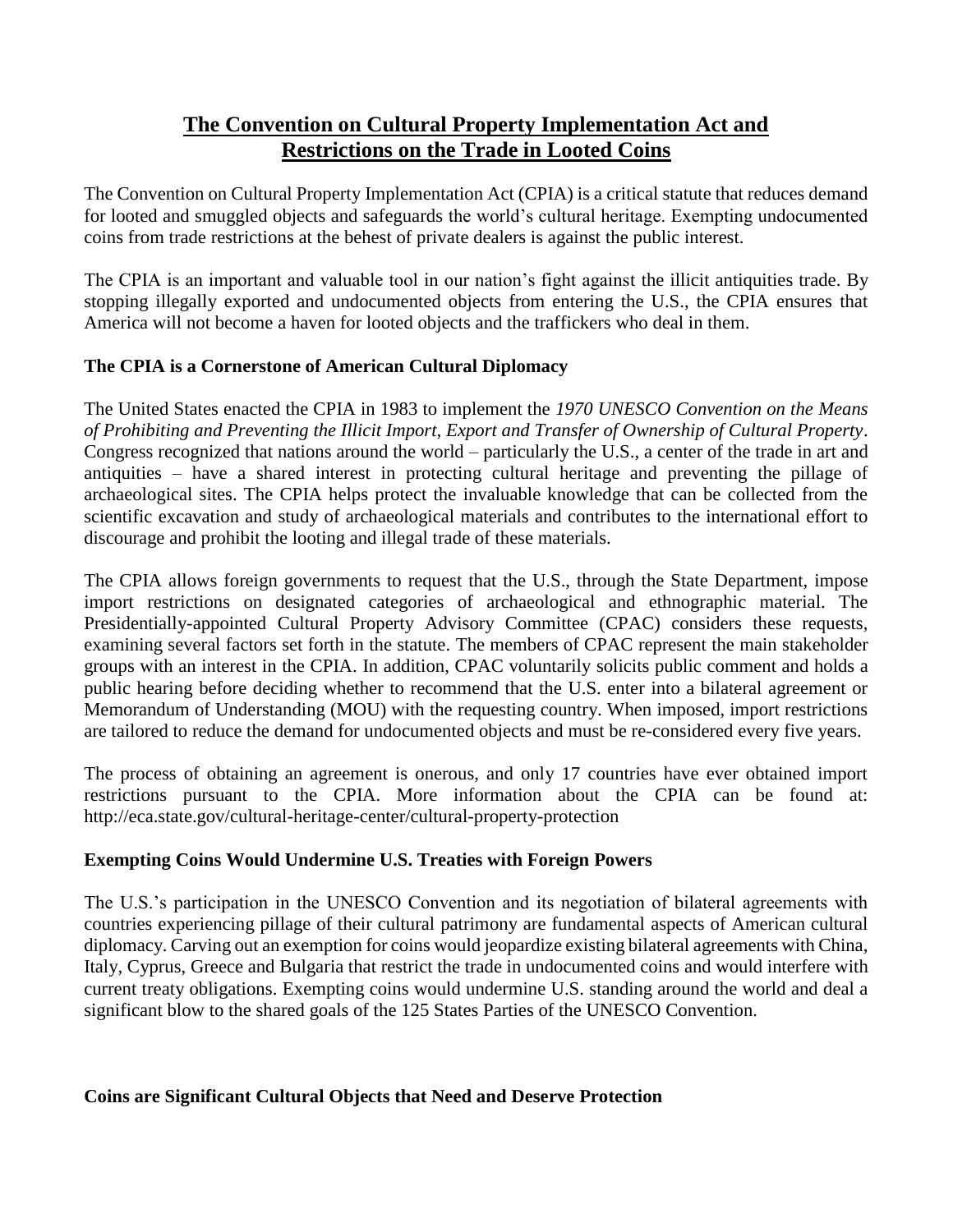# The Convention on Cultural Property Implementation Act and Restrictions on the Trade in Looted Coins

The Convention on Cultural Property Implementation Act (CPIA) is a critical statute that reduces demand for looted and smuggled objects and safeguards the world's cultural heritage. Exempting undocumented coins from trade restrictions at the behest of private dealers is against the public interest.

The CPIA is an important and valuable tool in our nation's fight against the illicit antiquities trade. By stopping illegally exported and undocumented objects from entering the U.S., the CPIA ensures that America will not become a haven for looted objects and the traffickers who deal in them.

**The CPIA is a Cornerstone of American Cultural Diplomacy**

The United States enacted the CPIA in 1983 to implement the *1970 UNESCO Convention on the Means of Prohibiting and Preventing the Illicit Import, Export and Transfer of Ownership of Cultural Property*. Congress recognized that nations around the world – particularly the U.S., a center of the trade in art and antiquities – have a shared interest in protecting cultural heritage and preventing the pillage of archaeological sites. The CPIA helps protect the invaluable knowledge that can be collected from the scientific excavation and study of archaeological materials and contributes to the international effort to discourage and prohibit the looting and illegal trade of these materials.

The CPIA allows foreign governments to request that the U.S., through the State Department, impose import restrictions on designated categories of archaeological and ethnographic material. The Presidentially-appointed Cultural Property Advisory Committee (CPAC) considers these requests, examining several factors set forth in the statute. The members of CPAC represent the main stakeholder groups with an interest in the CPIA. In addition, CPAC voluntarily solicits public comment and holds a public hearing before deciding whether to recommend that the U.S. enter into a bilateral agreement or Memorandum of Understanding (MOU) with the requesting country. When imposed, import restrictions are tailored to reduce the demand for undocumented objects and must be re-considered every five years.

The process of obtaining an agreement is onerous, and only 17 countries have ever obtained import restrictions pursuant to the CPIA. More information about the CPIA can be found at: http://eca.state.gov/cultural-heritage-center/cultural-property-protection

**Exempting Coins Would Undermine U.S. Treaties with Foreign Powers**

The U.S.'s participation in the UNESCO Convention and its negotiation of bilateral agreements with countries experiencing pillage of their cultural patrimony are fundamental aspects of American cultural diplomacy. Carving out an exemption for coins would jeopardize existing bilateral agreements with China, Italy, Cyprus, Greece and Bulgaria that restrict the trade in undocumented coins and would interfere with current treaty obligations. Exempting coins would undermine U.S. standing around the world and deal a significant blow to the shared goals of the 125 States Parties of the UNESCO Convention.

**Coins are Significant Cultural Objects that Need and Deserve Protection**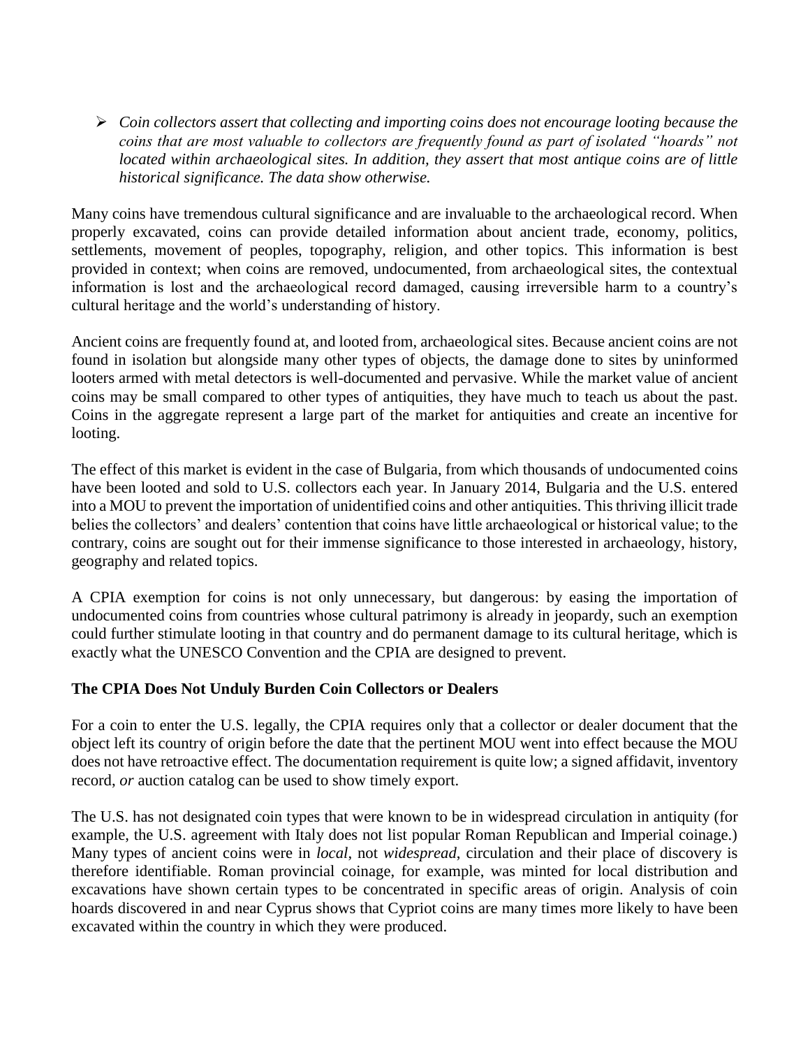- *Coin collectors assert that collecting and importing coins does not encourage looting because the coins that are most valuable to collectors are frequently found as part of isolated "hoards" not located within archaeological sites. In addition, they assert that most antique coins are of little historical significance. The data show otherwise.*

Many coins have tremendous cultural significance and are invaluable to the archaeological record. When properly excavated, coins can provide detailed information about ancient trade, economy, politics, settlements, movement of peoples, topography, religion, and other topics. This information is best provided in context; when coins are removed, undocumented, from archaeological sites, the contextual information is lost and the archaeological record damaged, causing irreversible harm to a country's cultural heritage and the world's understanding of history.

Ancient coins are frequently found at, and looted from, archaeological sites. Because ancient coins are not found in isolation but alongside many other types of objects, the damage done to sites by uninformed looters armed with metal detectors is well-documented and pervasive. While the market value of ancient coins may be small compared to other types of antiquities, they have much to teach us about the past. Coins in the aggregate represent a large part of the market for antiquities and create an incentive for looting.

The effect of this market is evident in the case of Bulgaria, from which thousands of undocumented coins have been looted and sold to U.S. collectors each year. In January 2014, Bulgaria and the U.S. entered into a MOU to prevent the importation of unidentified coins and other antiquities. This thriving illicit trade belies the collectors' and dealers' contention that coins have little archaeological or historical value; to the contrary, coins are sought out for their immense significance to those interested in archaeology, history, geography and related topics.

A CPIA exemption for coins is not only unnecessary, but dangerous: by easing the importation of undocumented coins from countries whose cultural patrimony is already in jeopardy, such an exemption could further stimulate looting in that country and do permanent damage to its cultural heritage, which is exactly what the UNESCO Convention and the CPIA are designed to prevent.

**The CPIA Does Not Unduly Burden Coin Collectors or Dealers**

For a coin to enter the U.S. legally, the CPIA requires only that a collector or dealer document that the object left its country of origin before the date that the pertinent MOU went into effect because the MOU does not have retroactive effect. The documentation requirement is quite low; a signed affidavit, inventory record, *or* auction catalog can be used to show timely export.

The U.S. has not designated coin types that were known to be in widespread circulation in antiquity (for example, the U.S. agreement with Italy does not list popular Roman Republican and Imperial coinage.) Many types of ancient coins were in *local*, not *widespread*, circulation and their place of discovery is therefore identifiable. Roman provincial coinage, for example, was minted for local distribution and excavations have shown certain types to be concentrated in specific areas of origin. Analysis of coin hoards discovered in and near Cyprus shows that Cypriot coins are many times more likely to have been excavated within the country in which they were produced.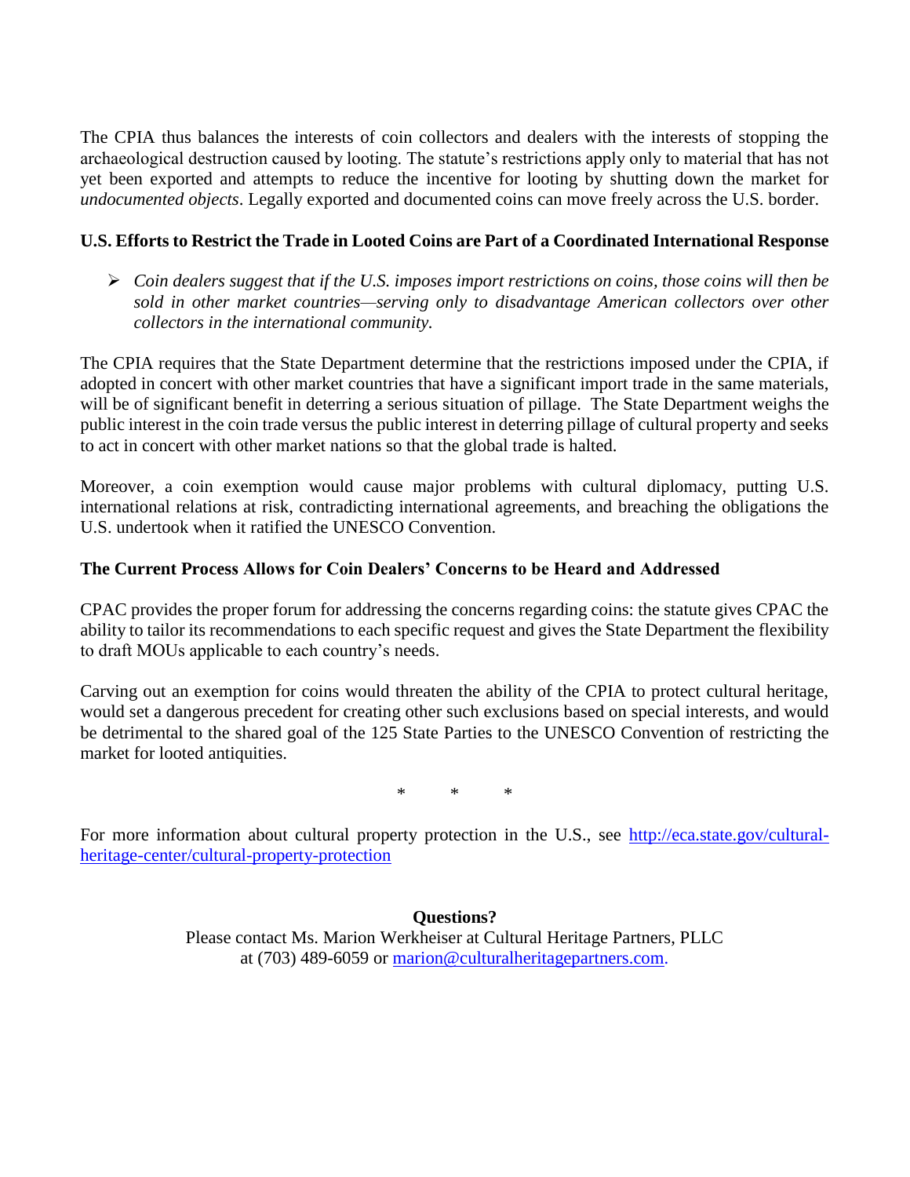The CPIA thus balances the interests of coin collectors and dealers with the interests of stopping the archaeological destruction caused by looting. The statute's restrictions apply only to material that has not yet been exported and attempts to reduce the incentive for looting by shutting down the market for *undocumented objects*. Legally exported and documented coins can move freely across the U.S. border.

**U.S. Efforts to Restrict the Trade in Looted Coins are Part of a Coordinated International Response**

- *Coin dealers suggest that if the U.S. imposes import restrictions on coins, those coins will then be sold in other market countries—serving only to disadvantage American collectors over other collectors in the international community.*

The CPIA requires that the State Department determine that the restrictions imposed under the CPIA, if adopted in concert with other market countries that have a significant import trade in the same materials, will be of significant benefit in deterring a serious situation of pillage. The State Department weighs the public interest in the coin trade versus the public interest in deterring pillage of cultural property and seeks to act in concert with other market nations so that the global trade is halted.

Moreover, a coin exemption would cause major problems with cultural diplomacy, putting U.S. international relations at risk, contradicting international agreements, and breaching the obligations the U.S. undertook when it ratified the UNESCO Convention.

**The Current Process Allows for Coin Dealers' Concerns to be Heard and Addressed**

CPAC provides the proper forum for addressing the concerns regarding coins: the statute gives CPAC the ability to tailor its recommendations to each specific request and gives the State Department the flexibility to draft MOUs applicable to each country's needs.

Carving out an exemption for coins would threaten the ability of the CPIA to protect cultural heritage, would set a dangerous precedent for creating other such exclusions based on special interests, and would be detrimental to the shared goal of the 125 State Parties to the UNESCO Convention of restricting the market for looted antiquities.

\* \* \*

For more information about cultural property protection in the U.S., see http://eca.state.gov/cultural-heritage-center/cultural-property-protection

**Questions?**

Please contact Ms. Marion Werkheiser at Cultural Heritage Partners, PLLC at (703) 489-6059 or marion@culturalheritagepartners.com.